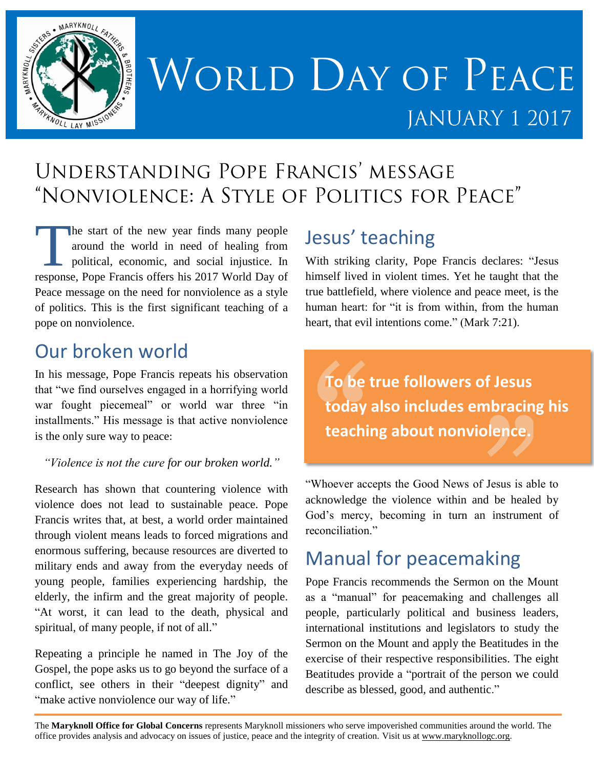# World Day of Peace

## January 1 2017

## Understanding Pope Francis' message "Nonviolence: A Style of Politics for Peace"

The start of the new year finds many people around the world in need of healing from political, economic, and social injustice. In response, Pope Francis offers his 2017 World Day of Peace message on the need for nonviolence as a style of politics. This is the first significant teaching of a pope on nonviolence.

## Our broken world

In his message, Pope Francis repeats his observation that "we find ourselves engaged in a horrifying world war fought piecemeal" or world war three "in installments." His message is that active nonviolence is the only sure way to peace:

*"Violence is not the cure for our broken world."*

Research has shown that countering violence with violence does not lead to sustainable peace. Pope Francis writes that, at best, a world order maintained through violent means leads to forced migrations and enormous suffering, because resources are diverted to military ends and away from the everyday needs of young people, families experiencing hardship, the elderly, the infirm and the great majority of people. "At worst, it can lead to the death, physical and spiritual, of many people, if not of all."

Repeating a principle he named in The Joy of the Gospel, the pope asks us to go beyond the surface of a conflict, see others in their "deepest dignity" and "make active nonviolence our way of life."

## Jesus' teaching

With striking clarity, Pope Francis declares: "Jesus himself lived in violent times. Yet he taught that the true battlefield, where violence and peace meet, is the human heart: for "it is from within, from the human heart, that evil intentions come." (Mark 7:21).

> **To be true followers of Jesus today also includes embracing his teaching about nonviolence.**

"Whoever accepts the Good News of Jesus is able to acknowledge the violence within and be healed by God's mercy, becoming in turn an instrument of reconciliation."

## Manual for peacemaking

Pope Francis recommends the Sermon on the Mount as a "manual" for peacemaking and challenges all people, particularly political and business leaders, international institutions and legislators to study the Sermon on the Mount and apply the Beatitudes in the exercise of their respective responsibilities. The eight Beatitudes provide a "portrait of the person we could describe as blessed, good, and authentic."

The **Maryknoll Office for Global Concerns** represents Maryknoll missioners who serve impoverished communities around the world. The office provides analysis and advocacy on issues of justice, peace and the integrity of creation. Visit us at www.maryknollogc.org.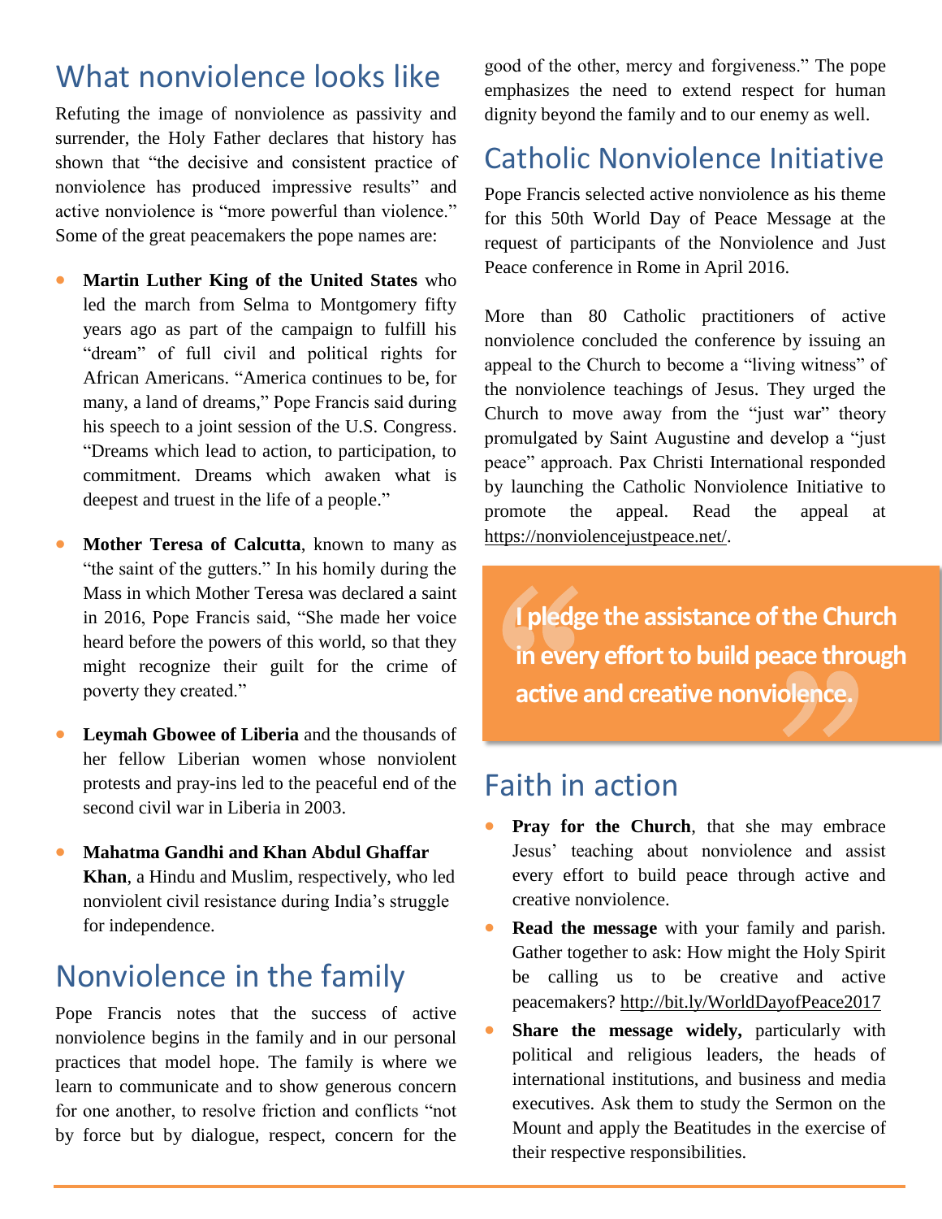## What nonviolence looks like

Refuting the image of nonviolence as passivity and surrender, the Holy Father declares that history has shown that "the decisive and consistent practice of nonviolence has produced impressive results" and active nonviolence is "more powerful than violence." Some of the great peacemakers the pope names are:

- **Martin Luther King of the United States** who led the march from Selma to Montgomery fifty years ago as part of the campaign to fulfill his "dream" of full civil and political rights for African Americans. "America continues to be, for many, a land of dreams," Pope Francis said during his speech to a joint session of the U.S. Congress. "Dreams which lead to action, to participation, to commitment. Dreams which awaken what is deepest and truest in the life of a people."
- **Mother Teresa of Calcutta**, known to many as "the saint of the gutters." In his homily during the Mass in which Mother Teresa was declared a saint in 2016, Pope Francis said, "She made her voice heard before the powers of this world, so that they might recognize their guilt for the crime of poverty they created."
- **Leymah Gbowee of Liberia** and the thousands of her fellow Liberian women whose nonviolent protests and pray-ins led to the peaceful end of the second civil war in Liberia in 2003.
- **Mahatma Gandhi and Khan Abdul Ghaffar Khan**, a Hindu and Muslim, respectively, who led nonviolent civil resistance during India's struggle for independence.

## Nonviolence in the family

Pope Francis notes that the success of active nonviolence begins in the family and in our personal practices that model hope. The family is where we learn to communicate and to show generous concern for one another, to resolve friction and conflicts "not by force but by dialogue, respect, concern for the good of the other, mercy and forgiveness." The pope emphasizes the need to extend respect for human dignity beyond the family and to our enemy as well.

## Catholic Nonviolence Initiative

Pope Francis selected active nonviolence as his theme for this 50th World Day of Peace Message at the request of participants of the Nonviolence and Just Peace conference in Rome in April 2016.

More than 80 Catholic practitioners of active nonviolence concluded the conference by issuing an appeal to the Church to become a "living witness" of the nonviolence teachings of Jesus. They urged the Church to move away from the "just war" theory promulgated by Saint Augustine and develop a "just peace" approach. Pax Christi International responded by launching the Catholic Nonviolence Initiative to promote the appeal. Read the appeal at https://nonviolencejustpeace.net/.

> **I pledge the assistance of the Church in every effort to build peace through active and creative nonviolence.**

## Faith in action

- **Pray for the Church**, that she may embrace Jesus' teaching about nonviolence and assist every effort to build peace through active and creative nonviolence.
- **Read the message** with your family and parish. Gather together to ask: How might the Holy Spirit be calling us to be creative and active peacemakers? http://bit.ly/WorldDayofPeace2017
- **Share the message widely,** particularly with political and religious leaders, the heads of international institutions, and business and media executives. Ask them to study the Sermon on the Mount and apply the Beatitudes in the exercise of their respective responsibilities.